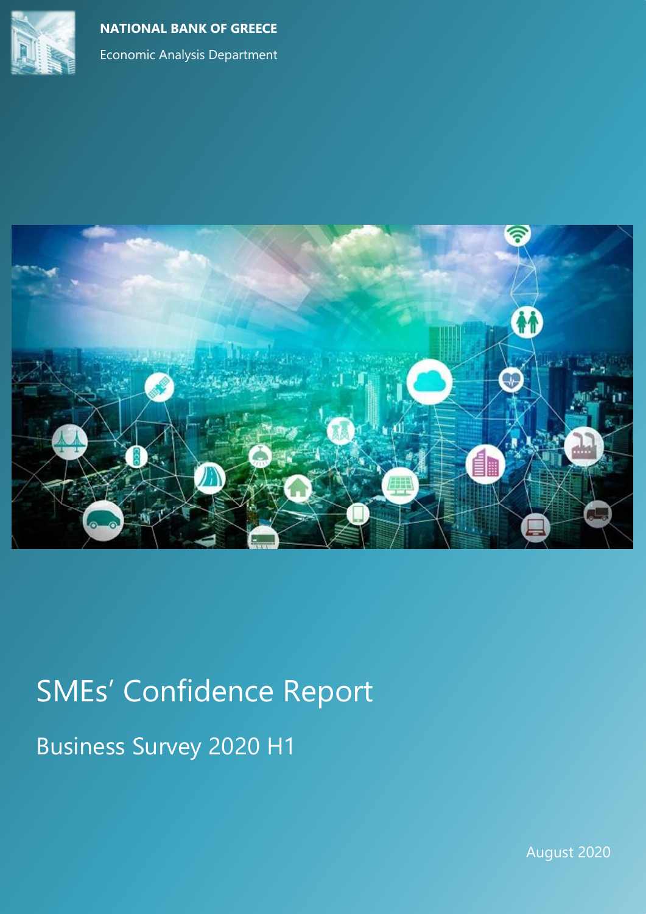**NATIONAL BANK OF GREECE**

Economic Analysis Department

# SMEs' Confidence Report

## Business Survey 2020 H1

August 2020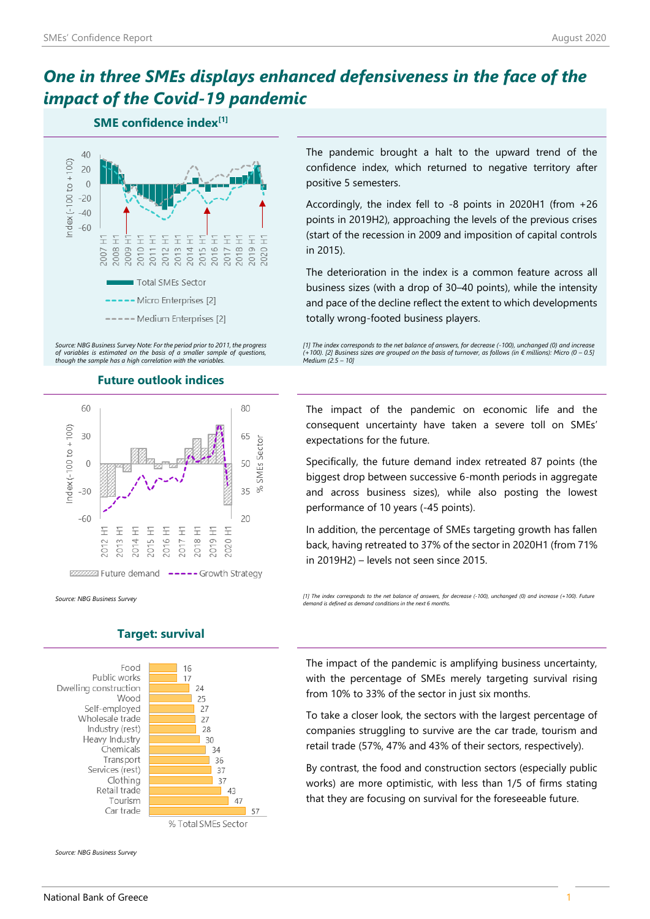# *One in three SMEs displays enhanced defensiveness in the face of the impact of the Covid-19 pandemic*

## SME confidence index[1]

Source: NBG Business Survey Note: For the period prior to 2011, the progress of variables is estimated on the basis of a smaller sample of questions, though the sample has a high correlation with the variables.

The pandemic brought a halt to the upward trend of the confidence index, which returned to negative territory after positive 5 semesters.

Accordingly, the index fell to -8 points in 2020H1 (from +26 points in 2019H2), approaching the levels of the previous crises (start of the recession in 2009 and imposition of capital controls in 2015).

The deterioration in the index is a common feature across all business sizes (with a drop of 30–40 points), while the intensity and pace of the decline reflect the extent to which developments totally wrong-footed business players.

[1] The index corresponds to the net balance of answers, for decrease (-100), unchanged (0) and increase (+100). [2] Business sizes are grouped on the basis of turnover, as follows (in € millions): Micro (0 – 0.5] Medium (2.5 – 10]

## Future outlook indices

Source: NBG Business Survey

The impact of the pandemic on economic life and the consequent uncertainty have taken a severe toll on SMEs' expectations for the future.

Specifically, the future demand index retreated 87 points (the biggest drop between successive 6-month periods in aggregate and across business sizes), while also posting the lowest performance of 10 years (-45 points).

In addition, the percentage of SMEs targeting growth has fallen back, having retreated to 37% of the sector in 2020H1 (from 71% in 2019H2) – levels not seen since 2015.

[1] The index corresponds to the net balance of answers, for decrease (-100), unchanged (0) and increase (+100). Future demand is defined as demand conditions in the next 6 months.

## Target: survival

| Sector | % Total SMEs Sector |
|---|---|
| Food | 16 |
| Public works | 17 |
| Dwelling construction | 24 |
| Wood | 25 |
| Self-employed | 27 |
| Wholesale trade | 27 |
| Industry (rest) | 28 |
| Heavy Industry | 30 |
| Chemicals | 34 |
| Transport | 36 |
| Services (rest) | 37 |
| Clothing | 37 |
| Retail trade | 43 |
| Tourism | 47 |
| Car trade | 57 |

Source: NBG Business Survey

The impact of the pandemic is amplifying business uncertainty, with the percentage of SMEs merely targeting survival rising from 10% to 33% of the sector in just six months.

To take a closer look, the sectors with the largest percentage of companies struggling to survive are the car trade, tourism and retail trade (57%, 47% and 43% of their sectors, respectively).

By contrast, the food and construction sectors (especially public works) are more optimistic, with less than 1/5 of firms stating that they are focusing on survival for the foreseeable future.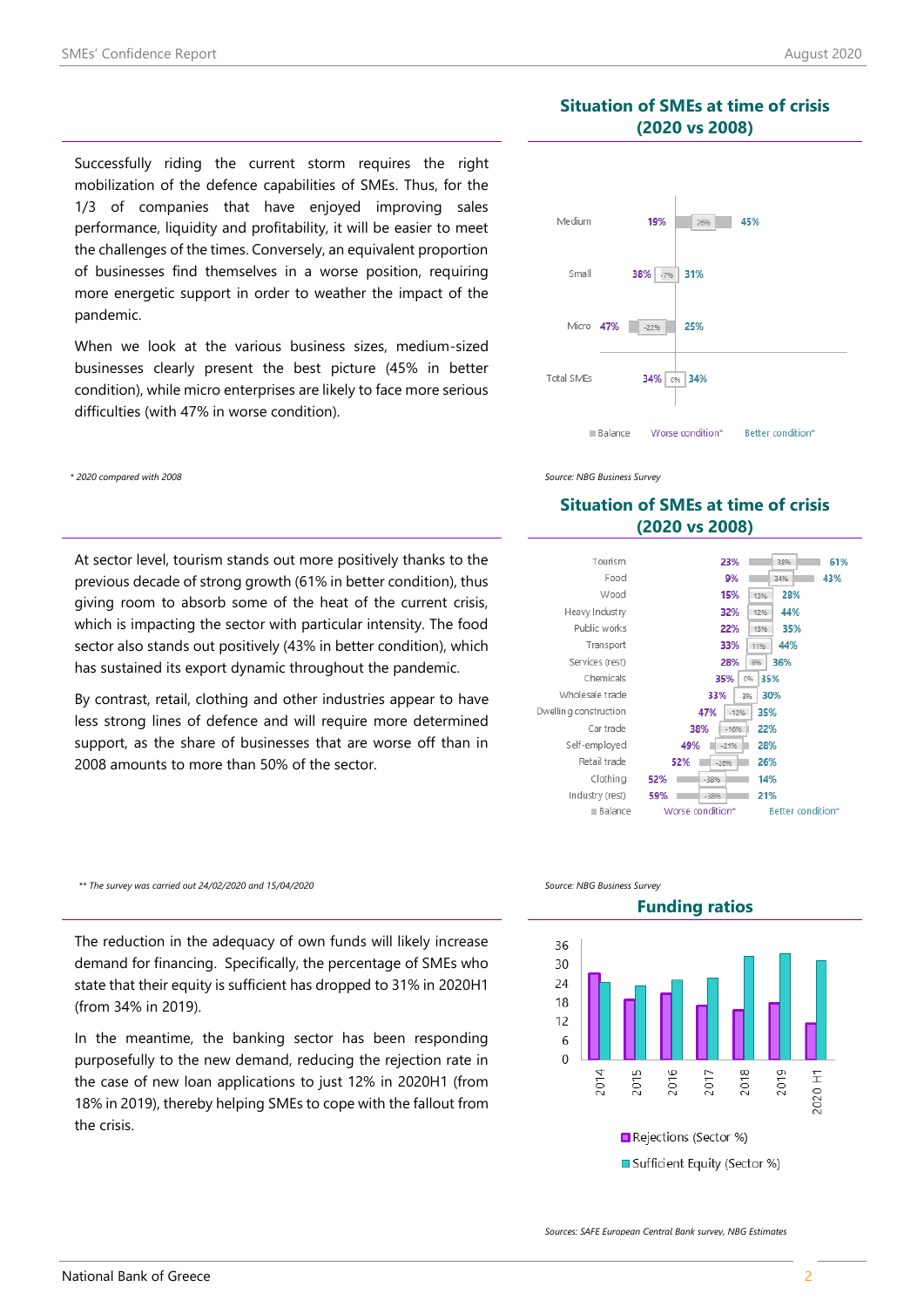Successfully riding the current storm requires the right mobilization of the defence capabilities of SMEs. Thus, for the 1/3 of companies that have enjoyed improving sales performance, liquidity and profitability, it will be easier to meet the challenges of the times. Conversely, an equivalent proportion of businesses find themselves in a worse position, requiring more energetic support in order to weather the impact of the pandemic.

When we look at the various business sizes, medium-sized businesses clearly present the best picture (45% in better condition), while micro enterprises are likely to face more serious difficulties (with 47% in worse condition).

*\* 2020 compared with 2008*

### Situation of SMEs at time of crisis (2020 vs 2008)

| | Worse condition* | Balance | Better condition* |
|---|---|---|---|
| Medium | 19% | 26% | 45% |
| Small | 38% | -7% | 31% |
| Micro | 47% | -22% | 25% |
| Total SMEs | 34% | 0% | 34% |

*Source: NBG Business Survey*

At sector level, tourism stands out more positively thanks to the previous decade of strong growth (61% in better condition), thus giving room to absorb some of the heat of the current crisis, which is impacting the sector with particular intensity. The food sector also stands out positively (43% in better condition), which has sustained its export dynamic throughout the pandemic.

By contrast, retail, clothing and other industries appear to have less strong lines of defence and will require more determined support, as the share of businesses that are worse off than in 2008 amounts to more than 50% of the sector.

*\*\* The survey was carried out 24/02/2020 and 15/04/2020*

### Situation of SMEs at time of crisis (2020 vs 2008)

| | Worse condition* | Balance | Better condition* |
|---|---|---|---|
| Tourism | 23% | 38% | 61% |
| Food | 9% | 34% | 43% |
| Wood | 15% | 13% | 28% |
| Heavy Industry | 32% | 12% | 44% |
| Public works | 22% | 13% | 35% |
| Transport | 33% | 11% | 44% |
| Services (rest) | 28% | 8% | 36% |
| Chemicals | 35% | 0% | 35% |
| Wholesale trade | 33% | -3% | 30% |
| Dwelling construction | 47% | -12% | 35% |
| Car trade | 38% | -16% | 22% |
| Self-employed | 49% | -21% | 28% |
| Retail trade | 52% | -26% | 26% |
| Clothing | 52% | -38% | 14% |
| Industry (rest) | 59% | -38% | 21% |

*Source: NBG Business Survey*

The reduction in the adequacy of own funds will likely increase demand for financing. Specifically, the percentage of SMEs who state that their equity is sufficient has dropped to 31% in 2020H1 (from 34% in 2019).

In the meantime, the banking sector has been responding purposefully to the new demand, reducing the rejection rate in the case of new loan applications to just 12% in 2020H1 (from 18% in 2019), thereby helping SMEs to cope with the fallout from the crisis.

### Funding ratios

Chart: Rejections (Sector %) and Sufficient Equity (Sector %), 2014–2020 H1

*Sources: SAFE European Central Bank survey, NBG Estimates*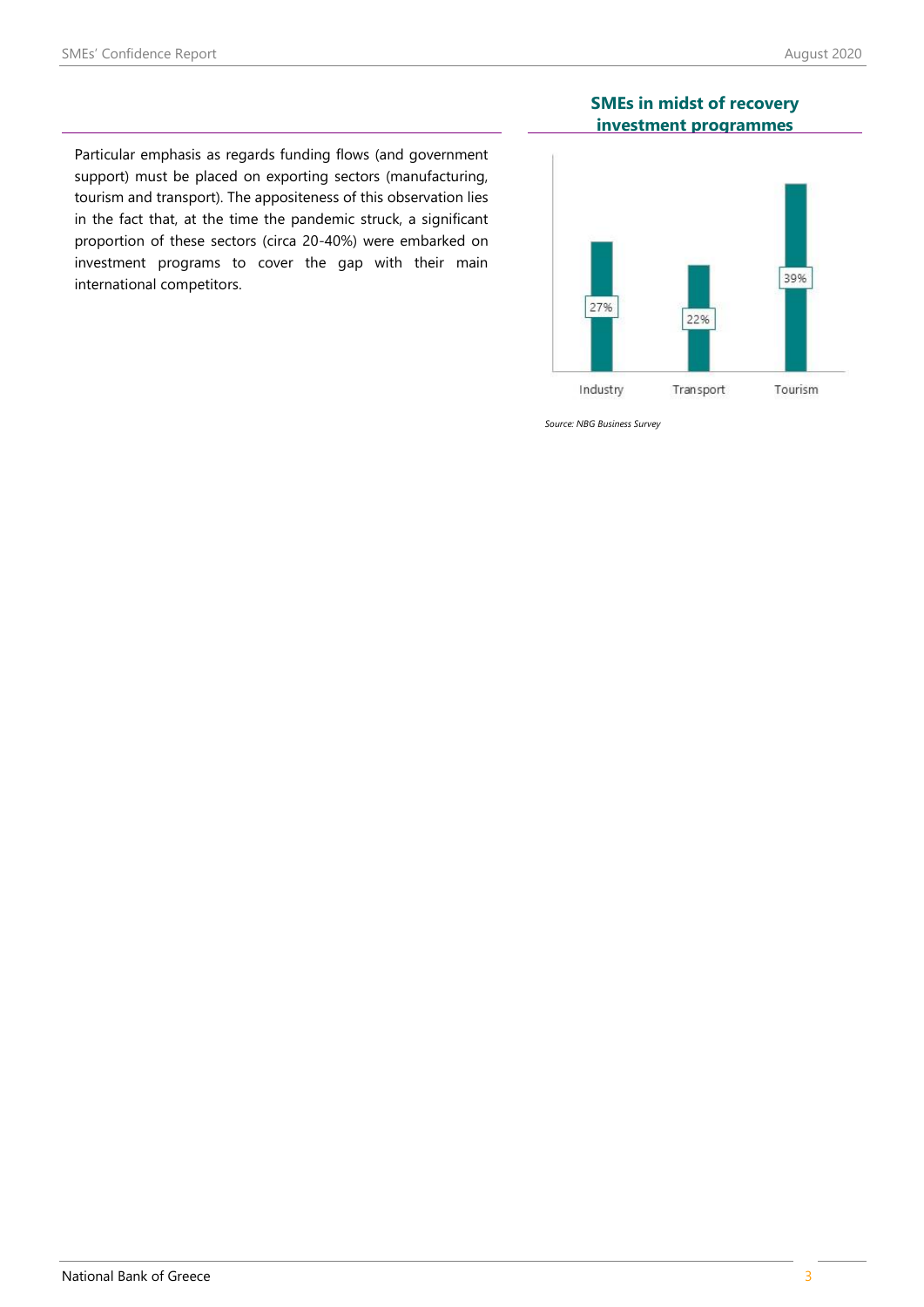Particular emphasis as regards funding flows (and government support) must be placed on exporting sectors (manufacturing, tourism and transport). The appositeness of this observation lies in the fact that, at the time the pandemic struck, a significant proportion of these sectors (circa 20-40%) were embarked on investment programs to cover the gap with their main international competitors.

**SMEs in midst of recovery investment programmes**

| Sector | Share |
|---|---|
| Industry | 27% |
| Transport | 22% |
| Tourism | 39% |

*Source: NBG Business Survey*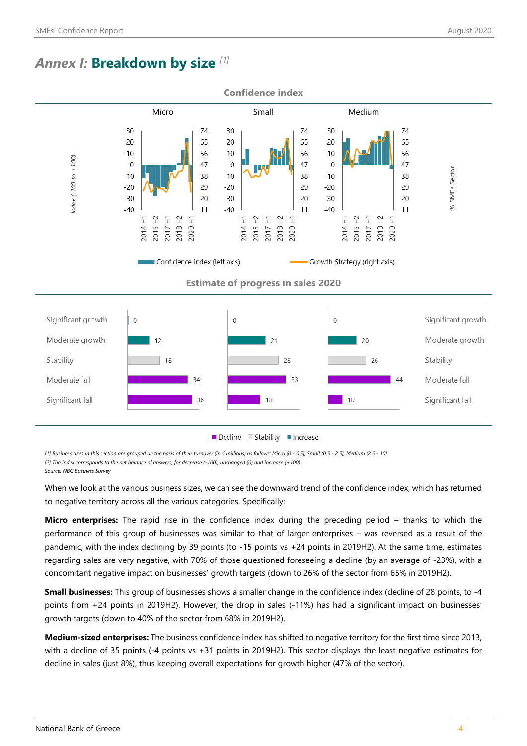## *Annex I:* Breakdown by size [1]

**Confidence index**

**Estimate of progress in sales 2020**

| | Micro | Small | Medium |
|---|---|---|---|
| Significant growth | 0 | 0 | 0 |
| Moderate growth | 12 | 21 | 20 |
| Stability | 18 | 28 | 26 |
| Moderate fall | 34 | 33 | 44 |
| Significant fall | 36 | 18 | 10 |

*[1] Business sizes in this section are grouped on the basis of their turnover (in € millions) as follows: Micro (0 - 0.5], Small (0,5 - 2.5], Medium (2.5 - 10]*
*[2] The index corresponds to the net balance of answers, for decrease (-100), unchanged (0) and increase (+100).*
*Source: NBG Business Survey*

When we look at the various business sizes, we can see the downward trend of the confidence index, which has returned to negative territory across all the various categories. Specifically:

**Micro enterprises:** The rapid rise in the confidence index during the preceding period – thanks to which the performance of this group of businesses was similar to that of larger enterprises – was reversed as a result of the pandemic, with the index declining by 39 points (to -15 points vs +24 points in 2019H2). At the same time, estimates regarding sales are very negative, with 70% of those questioned foreseeing a decline (by an average of -23%), with a concomitant negative impact on businesses' growth targets (down to 26% of the sector from 65% in 2019H2).

**Small businesses:** This group of businesses shows a smaller change in the confidence index (decline of 28 points, to -4 points from +24 points in 2019H2). However, the drop in sales (-11%) has had a significant impact on businesses' growth targets (down to 40% of the sector from 68% in 2019H2).

**Medium-sized enterprises:** The business confidence index has shifted to negative territory for the first time since 2013, with a decline of 35 points (-4 points vs +31 points in 2019H2). This sector displays the least negative estimates for decline in sales (just 8%), thus keeping overall expectations for growth higher (47% of the sector).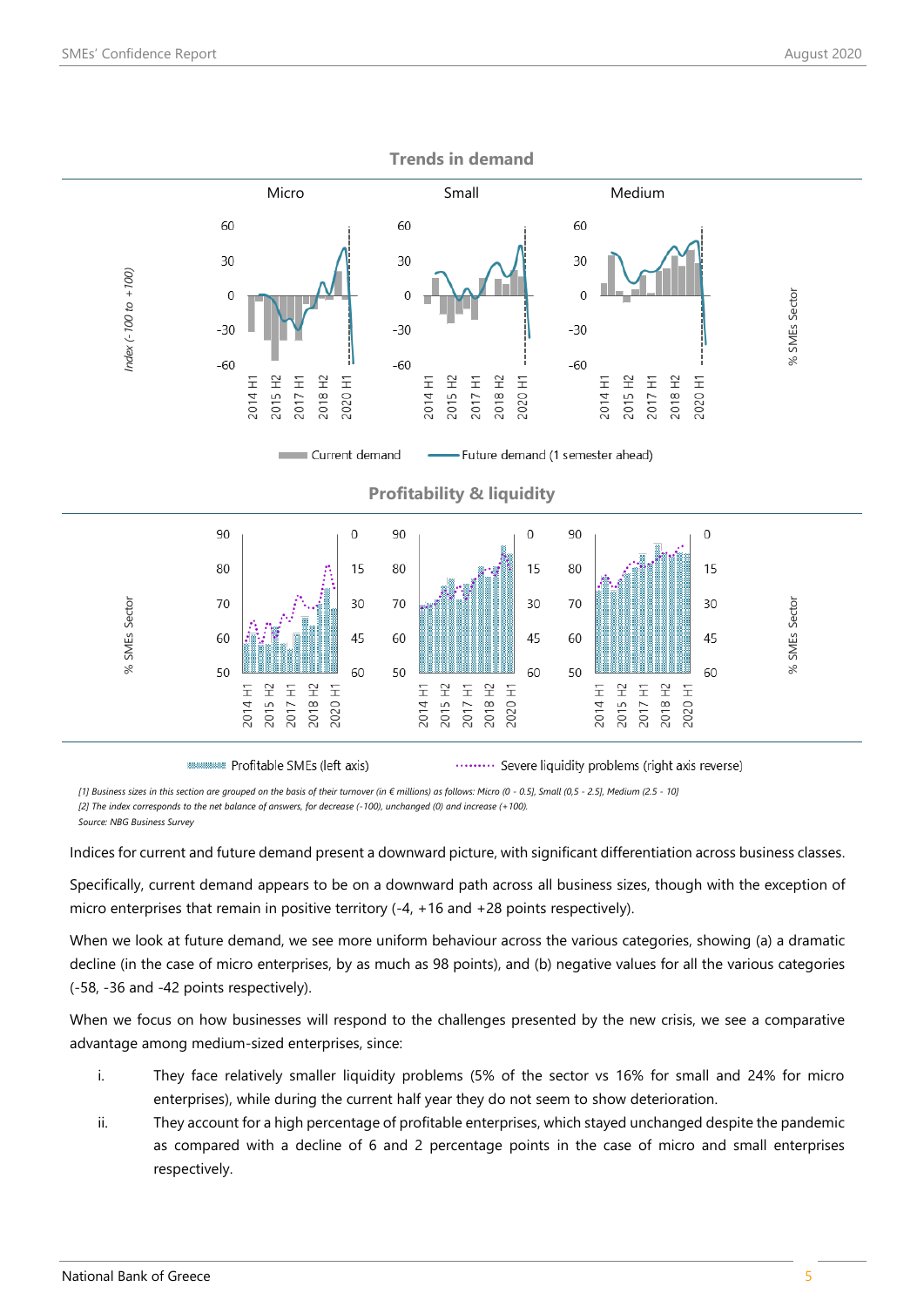## Trends in demand

Micro | Small | Medium

Index (-100 to +100)

Current demand — Future demand (1 semester ahead)

## Profitability & liquidity

% SMEs Sector

Profitable SMEs (left axis) …… Severe liquidity problems (right axis reverse)

*[1] Business sizes in this section are grouped on the basis of their turnover (in € millions) as follows: Micro (0 - 0.5], Small (0,5 - 2.5], Medium (2.5 - 10]*
*[2] The index corresponds to the net balance of answers, for decrease (-100), unchanged (0) and increase (+100).*
*Source: NBG Business Survey*

Indices for current and future demand present a downward picture, with significant differentiation across business classes.

Specifically, current demand appears to be on a downward path across all business sizes, though with the exception of micro enterprises that remain in positive territory (-4, +16 and +28 points respectively).

When we look at future demand, we see more uniform behaviour across the various categories, showing (a) a dramatic decline (in the case of micro enterprises, by as much as 98 points), and (b) negative values for all the various categories (-58, -36 and -42 points respectively).

When we focus on how businesses will respond to the challenges presented by the new crisis, we see a comparative advantage among medium-sized enterprises, since:

i. They face relatively smaller liquidity problems (5% of the sector vs 16% for small and 24% for micro enterprises), while during the current half year they do not seem to show deterioration.
ii. They account for a high percentage of profitable enterprises, which stayed unchanged despite the pandemic as compared with a decline of 6 and 2 percentage points in the case of micro and small enterprises respectively.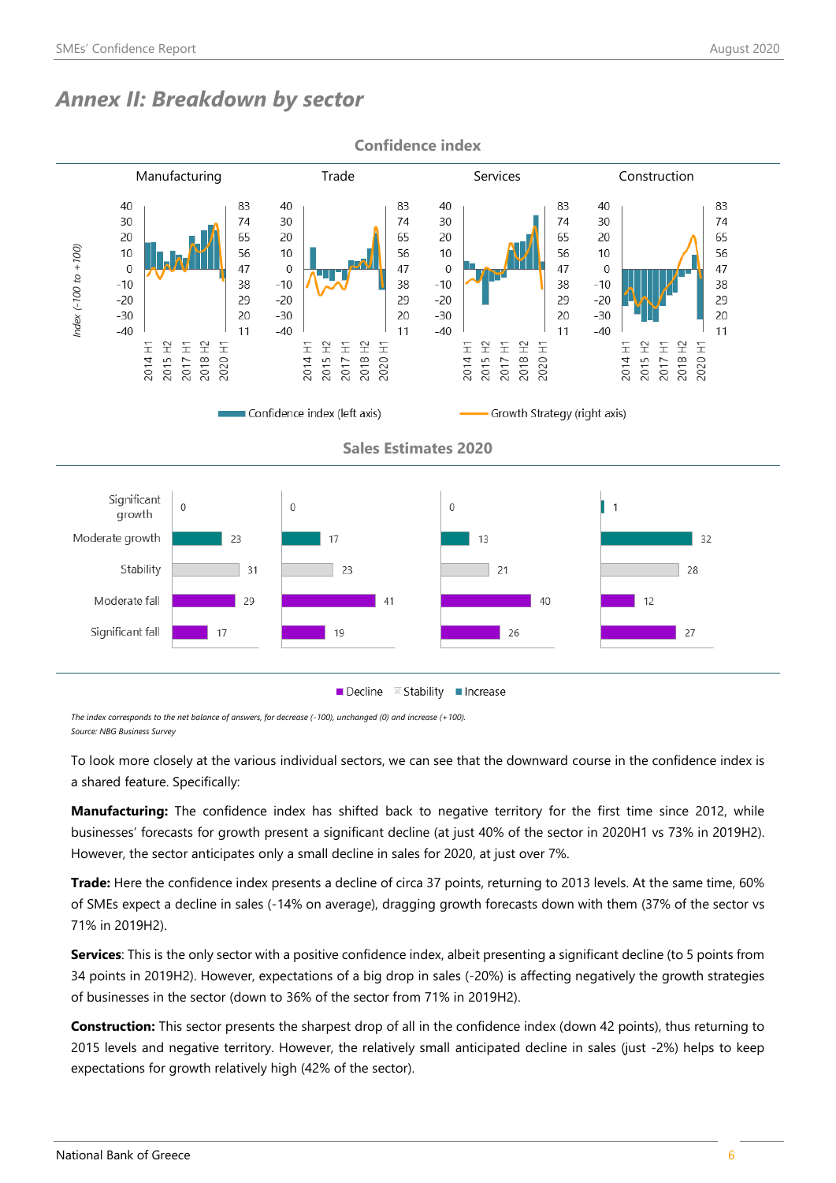## *Annex II: Breakdown by sector*

**Confidence index**

| | Manufacturing | Trade | Services | Construction |
|---|---|---|---|---|

Confidence index (left axis) — Growth Strategy (right axis)

**Sales Estimates 2020**

| | Manufacturing | Trade | Services | Construction |
|---|---|---|---|---|
| Significant growth | 0 | 0 | 0 | 1 |
| Moderate growth | 23 | 17 | 13 | 32 |
| Stability | 31 | 23 | 21 | 28 |
| Moderate fall | 29 | 41 | 40 | 12 |
| Significant fall | 17 | 19 | 26 | 27 |

Decline / Stability / Increase

*The index corresponds to the net balance of answers, for decrease (-100), unchanged (0) and increase (+100).*
*Source: NBG Business Survey*

To look more closely at the various individual sectors, we can see that the downward course in the confidence index is a shared feature. Specifically:

**Manufacturing:** The confidence index has shifted back to negative territory for the first time since 2012, while businesses' forecasts for growth present a significant decline (at just 40% of the sector in 2020H1 vs 73% in 2019H2). However, the sector anticipates only a small decline in sales for 2020, at just over 7%.

**Trade:** Here the confidence index presents a decline of circa 37 points, returning to 2013 levels. At the same time, 60% of SMEs expect a decline in sales (-14% on average), dragging growth forecasts down with them (37% of the sector vs 71% in 2019H2).

**Services**: This is the only sector with a positive confidence index, albeit presenting a significant decline (to 5 points from 34 points in 2019H2). However, expectations of a big drop in sales (-20%) is affecting negatively the growth strategies of businesses in the sector (down to 36% of the sector from 71% in 2019H2).

**Construction:** This sector presents the sharpest drop of all in the confidence index (down 42 points), thus returning to 2015 levels and negative territory. However, the relatively small anticipated decline in sales (just -2%) helps to keep expectations for growth relatively high (42% of the sector).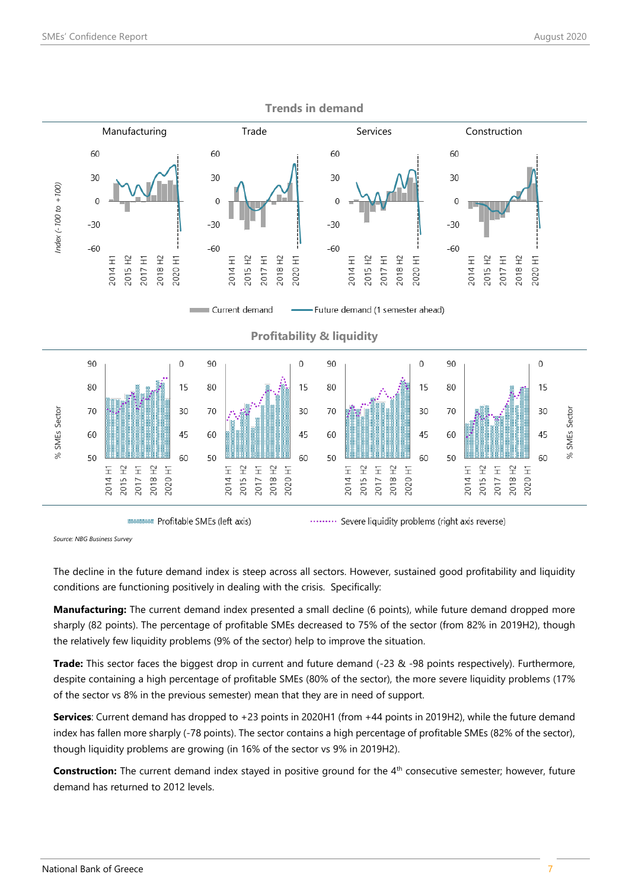### Trends in demand

Manufacturing | Trade | Services | Construction

Current demand | Future demand (1 semester ahead)

### Profitability & liquidity

Profitable SMEs (left axis) | Severe liquidity problems (right axis reverse)

*Source: NBG Business Survey*

The decline in the future demand index is steep across all sectors. However, sustained good profitability and liquidity conditions are functioning positively in dealing with the crisis. Specifically:

**Manufacturing:** The current demand index presented a small decline (6 points), while future demand dropped more sharply (82 points). The percentage of profitable SMEs decreased to 75% of the sector (from 82% in 2019H2), though the relatively few liquidity problems (9% of the sector) help to improve the situation.

**Trade:** This sector faces the biggest drop in current and future demand (-23 & -98 points respectively). Furthermore, despite containing a high percentage of profitable SMEs (80% of the sector), the more severe liquidity problems (17% of the sector vs 8% in the previous semester) mean that they are in need of support.

**Services**: Current demand has dropped to +23 points in 2020H1 (from +44 points in 2019H2), while the future demand index has fallen more sharply (-78 points). The sector contains a high percentage of profitable SMEs (82% of the sector), though liquidity problems are growing (in 16% of the sector vs 9% in 2019H2).

**Construction:** The current demand index stayed in positive ground for the 4th consecutive semester; however, future demand has returned to 2012 levels.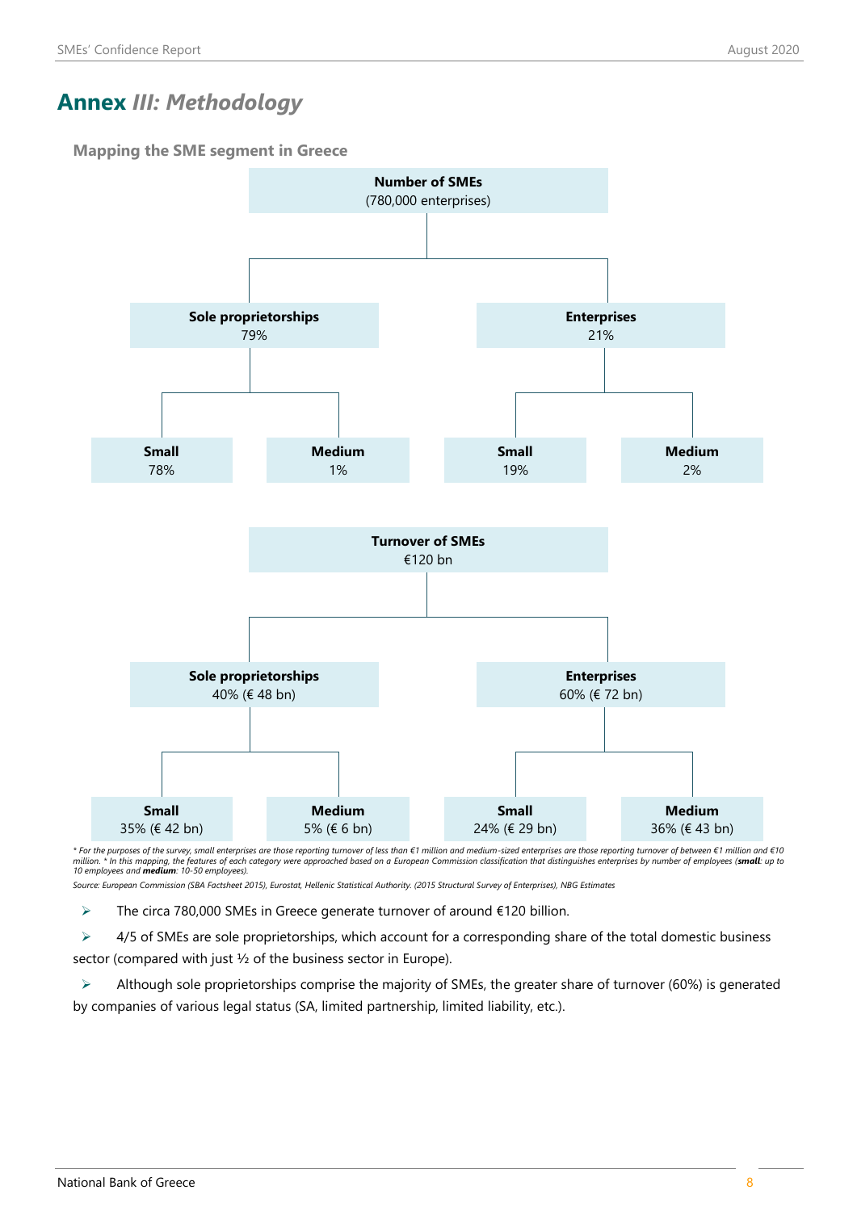## Annex *III: Methodology*

**Mapping the SME segment in Greece**

**Number of SMEs**
(780,000 enterprises)

- **Sole proprietorships** 79%
  - **Small** 78%
  - **Medium** 1%
- **Enterprises** 21%
  - **Small** 19%
  - **Medium** 2%

**Turnover of SMEs**
€120 bn

- **Sole proprietorships** 40% (€ 48 bn)
  - **Small** 35% (€ 42 bn)
  - **Medium** 5% (€ 6 bn)
- **Enterprises** 60% (€ 72 bn)
  - **Small** 24% (€ 29 bn)
  - **Medium** 36% (€ 43 bn)

*\* For the purposes of the survey, small enterprises are those reporting turnover of less than €1 million and medium-sized enterprises are those reporting turnover of between €1 million and €10 million. \* In this mapping, the features of each category were approached based on a European Commission classification that distinguishes enterprises by number of employees (**small**: up to 10 employees and **medium**: 10-50 employees).*

*Source: European Commission (SBA Factsheet 2015), Eurostat, Hellenic Statistical Authority. (2015 Structural Survey of Enterprises), NBG Estimates*

- The circa 780,000 SMEs in Greece generate turnover of around €120 billion.
- 4/5 of SMEs are sole proprietorships, which account for a corresponding share of the total domestic business sector (compared with just ½ of the business sector in Europe).
- Although sole proprietorships comprise the majority of SMEs, the greater share of turnover (60%) is generated by companies of various legal status (SA, limited partnership, limited liability, etc.).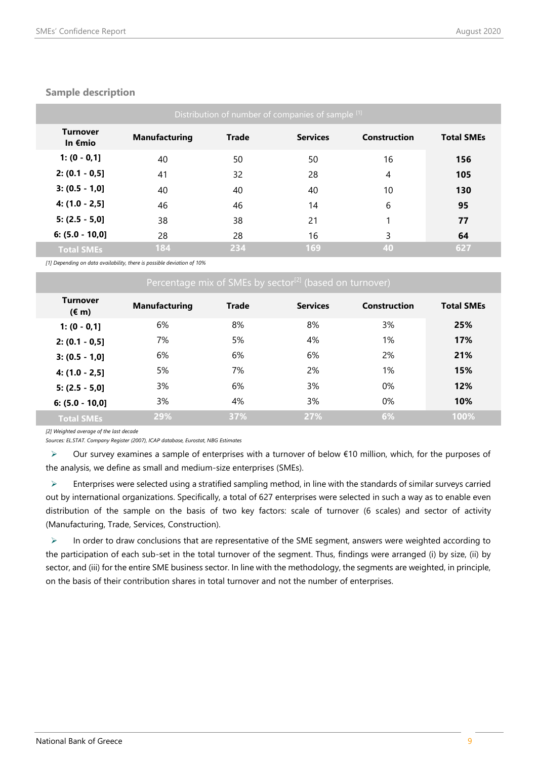## Sample description

| Distribution of number of companies of sample [1] | | | | | |
|---|---|---|---|---|---|
| **Turnover In €mio** | **Manufacturing** | **Trade** | **Services** | **Construction** | **Total SMEs** |
| **1: (0 - 0,1]** | 40 | 50 | 50 | 16 | **156** |
| **2: (0.1 - 0,5]** | 41 | 32 | 28 | 4 | **105** |
| **3: (0.5 - 1,0]** | 40 | 40 | 40 | 10 | **130** |
| **4: (1.0 - 2,5]** | 46 | 46 | 14 | 6 | **95** |
| **5: (2.5 - 5,0]** | 38 | 38 | 21 | 1 | **77** |
| **6: (5.0 - 10,0]** | 28 | 28 | 16 | 3 | **64** |
| **Total SMEs** | **184** | **234** | **169** | **40** | **627** |

*[1] Depending on data availability, there is possible deviation of 10%*

| Percentage mix of SMEs by sector[2] (based on turnover) | | | | | |
|---|---|---|---|---|---|
| **Turnover (€ m)** | **Manufacturing** | **Trade** | **Services** | **Construction** | **Total SMEs** |
| **1: (0 - 0,1]** | 6% | 8% | 8% | 3% | **25%** |
| **2: (0.1 - 0,5]** | 7% | 5% | 4% | 1% | **17%** |
| **3: (0.5 - 1,0]** | 6% | 6% | 6% | 2% | **21%** |
| **4: (1.0 - 2,5]** | 5% | 7% | 2% | 1% | **15%** |
| **5: (2.5 - 5,0]** | 3% | 6% | 3% | 0% | **12%** |
| **6: (5.0 - 10,0]** | 3% | 4% | 3% | 0% | **10%** |
| **Total SMEs** | **29%** | **37%** | **27%** | **6%** | **100%** |

*[2] Weighted average of the last decade*

*Sources: EL.STAT. Company Register (2007), ICAP database, Eurostat, NBG Estimates*

- Our survey examines a sample of enterprises with a turnover of below €10 million, which, for the purposes of the analysis, we define as small and medium-size enterprises (SMEs).

- Enterprises were selected using a stratified sampling method, in line with the standards of similar surveys carried out by international organizations. Specifically, a total of 627 enterprises were selected in such a way as to enable even distribution of the sample on the basis of two key factors: scale of turnover (6 scales) and sector of activity (Manufacturing, Trade, Services, Construction).

- In order to draw conclusions that are representative of the SME segment, answers were weighted according to the participation of each sub-set in the total turnover of the segment. Thus, findings were arranged (i) by size, (ii) by sector, and (iii) for the entire SME business sector. In line with the methodology, the segments are weighted, in principle, on the basis of their contribution shares in total turnover and not the number of enterprises.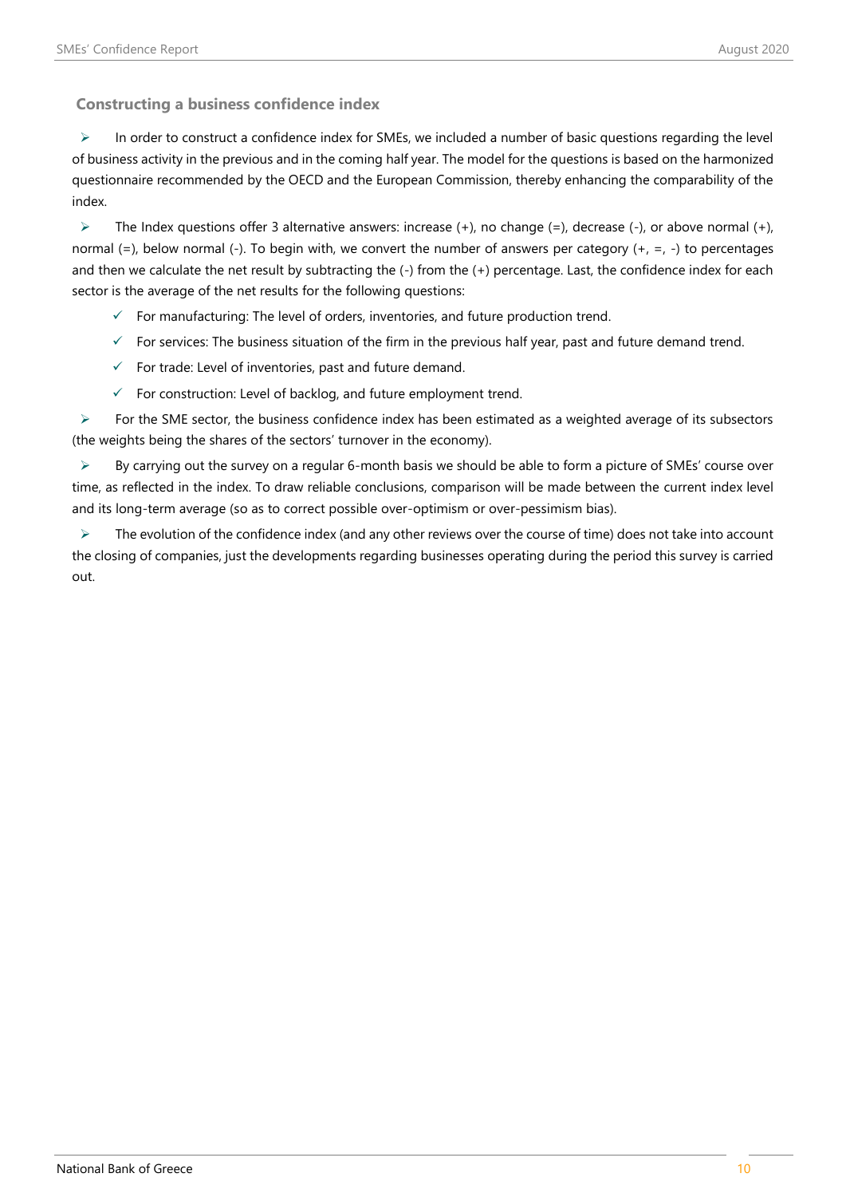### Constructing a business confidence index

- In order to construct a confidence index for SMEs, we included a number of basic questions regarding the level of business activity in the previous and in the coming half year. The model for the questions is based on the harmonized questionnaire recommended by the OECD and the European Commission, thereby enhancing the comparability of the index.
- The Index questions offer 3 alternative answers: increase (+), no change (=), decrease (-), or above normal (+), normal (=), below normal (-). To begin with, we convert the number of answers per category (+, =, -) to percentages and then we calculate the net result by subtracting the (-) from the (+) percentage. Last, the confidence index for each sector is the average of the net results for the following questions:
  - For manufacturing: The level of orders, inventories, and future production trend.
  - For services: The business situation of the firm in the previous half year, past and future demand trend.
  - For trade: Level of inventories, past and future demand.
  - For construction: Level of backlog, and future employment trend.
- For the SME sector, the business confidence index has been estimated as a weighted average of its subsectors (the weights being the shares of the sectors' turnover in the economy).
- By carrying out the survey on a regular 6-month basis we should be able to form a picture of SMEs' course over time, as reflected in the index. To draw reliable conclusions, comparison will be made between the current index level and its long-term average (so as to correct possible over-optimism or over-pessimism bias).
- The evolution of the confidence index (and any other reviews over the course of time) does not take into account the closing of companies, just the developments regarding businesses operating during the period this survey is carried out.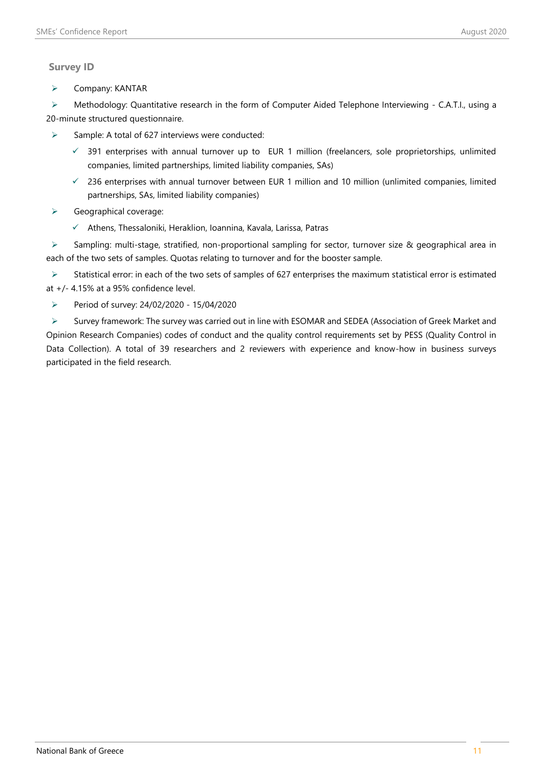## Survey ID

- Company: KANTAR
- Methodology: Quantitative research in the form of Computer Aided Telephone Interviewing - C.A.T.I., using a 20-minute structured questionnaire.
- Sample: A total of 627 interviews were conducted:
  - 391 enterprises with annual turnover up to EUR 1 million (freelancers, sole proprietorships, unlimited companies, limited partnerships, limited liability companies, SAs)
  - 236 enterprises with annual turnover between EUR 1 million and 10 million (unlimited companies, limited partnerships, SAs, limited liability companies)
- Geographical coverage:
  - Athens, Thessaloniki, Heraklion, Ioannina, Kavala, Larissa, Patras
- Sampling: multi-stage, stratified, non-proportional sampling for sector, turnover size & geographical area in each of the two sets of samples. Quotas relating to turnover and for the booster sample.
- Statistical error: in each of the two sets of samples of 627 enterprises the maximum statistical error is estimated at +/- 4.15% at a 95% confidence level.
- Period of survey: 24/02/2020 - 15/04/2020
- Survey framework: The survey was carried out in line with ESOMAR and SEDEA (Association of Greek Market and Opinion Research Companies) codes of conduct and the quality control requirements set by PESS (Quality Control in Data Collection). A total of 39 researchers and 2 reviewers with experience and know-how in business surveys participated in the field research.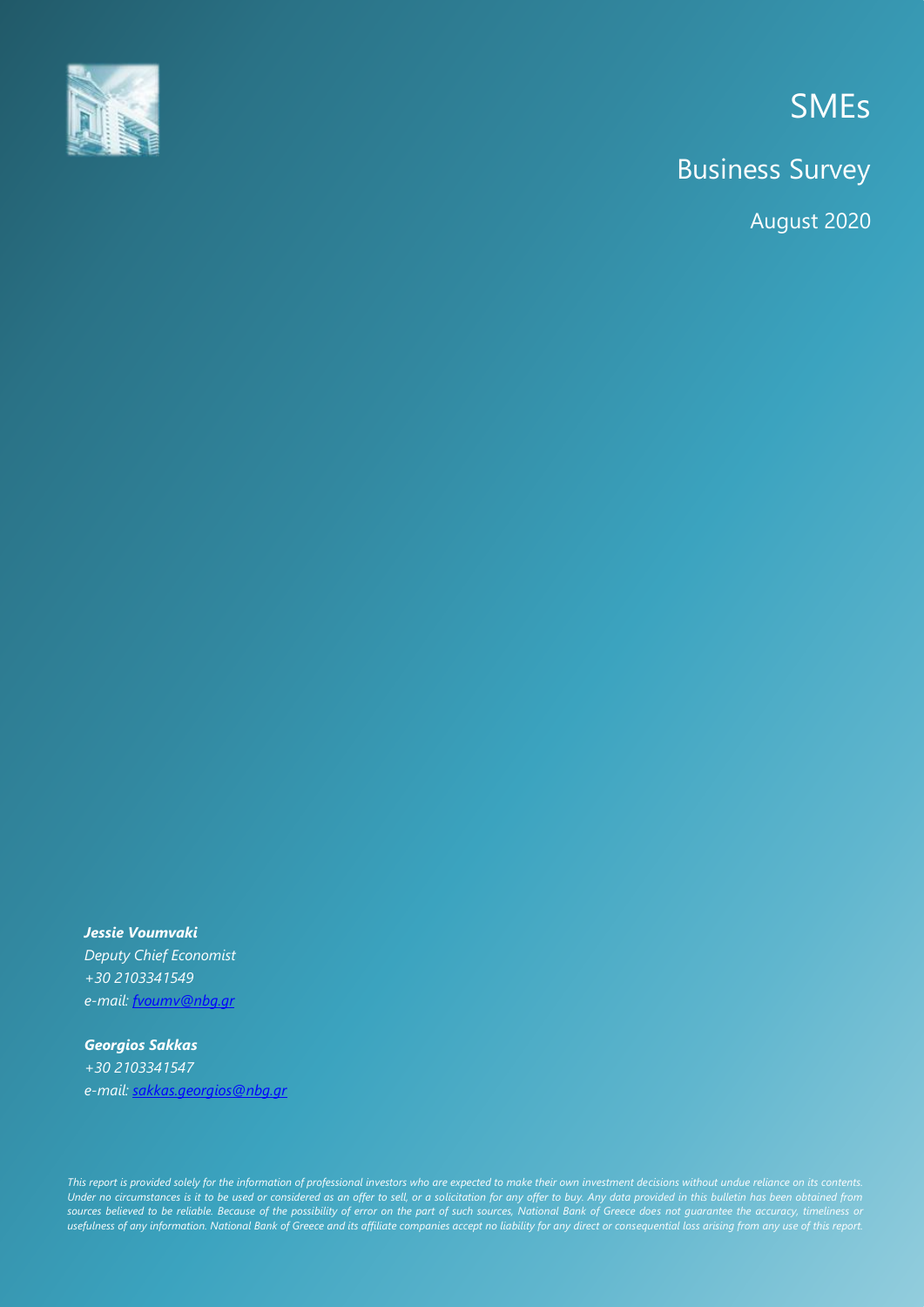# SMEs

## Business Survey

August 2020

***Jessie Voumvaki***
*Deputy Chief Economist*
*+30 2103341549*
*e-mail: fvoumv@nbg.gr*

***Georgios Sakkas***
*+30 2103341547*
*e-mail: sakkas.georgios@nbg.gr*

*This report is provided solely for the information of professional investors who are expected to make their own investment decisions without undue reliance on its contents. Under no circumstances is it to be used or considered as an offer to sell, or a solicitation for any offer to buy. Any data provided in this bulletin has been obtained from sources believed to be reliable. Because of the possibility of error on the part of such sources, National Bank of Greece does not guarantee the accuracy, timeliness or usefulness of any information. National Bank of Greece and its affiliate companies accept no liability for any direct or consequential loss arising from any use of this report.*